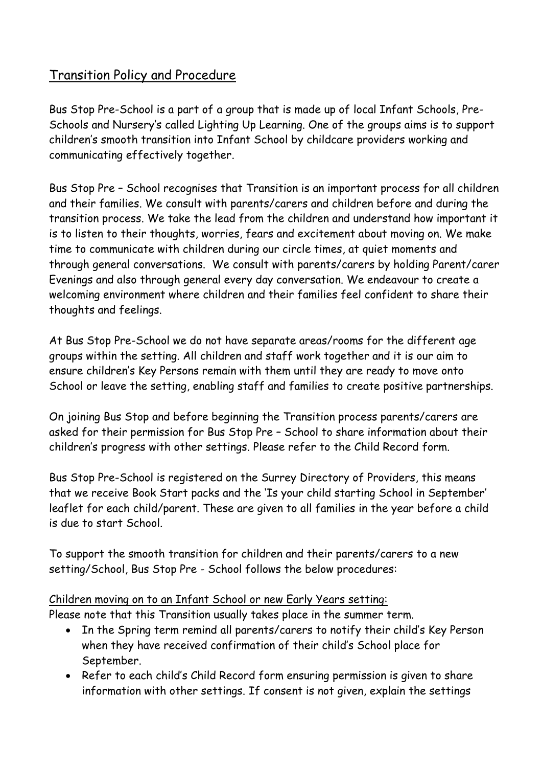## Transition Policy and Procedure

Bus Stop Pre-School is a part of a group that is made up of local Infant Schools, Pre-Schools and Nursery's called Lighting Up Learning. One of the groups aims is to support children's smooth transition into Infant School by childcare providers working and communicating effectively together.

Bus Stop Pre – School recognises that Transition is an important process for all children and their families. We consult with parents/carers and children before and during the transition process. We take the lead from the children and understand how important it is to listen to their thoughts, worries, fears and excitement about moving on. We make time to communicate with children during our circle times, at quiet moments and through general conversations. We consult with parents/carers by holding Parent/carer Evenings and also through general every day conversation. We endeavour to create a welcoming environment where children and their families feel confident to share their thoughts and feelings.

At Bus Stop Pre-School we do not have separate areas/rooms for the different age groups within the setting. All children and staff work together and it is our aim to ensure children's Key Persons remain with them until they are ready to move onto School or leave the setting, enabling staff and families to create positive partnerships.

On joining Bus Stop and before beginning the Transition process parents/carers are asked for their permission for Bus Stop Pre – School to share information about their children's progress with other settings. Please refer to the Child Record form.

Bus Stop Pre-School is registered on the Surrey Directory of Providers, this means that we receive Book Start packs and the 'Is your child starting School in September' leaflet for each child/parent. These are given to all families in the year before a child is due to start School.

To support the smooth transition for children and their parents/carers to a new setting/School, Bus Stop Pre - School follows the below procedures:

Children moving on to an Infant School or new Early Years setting:

Please note that this Transition usually takes place in the summer term.

- In the Spring term remind all parents/carers to notify their child's Key Person when they have received confirmation of their child's School place for September.
- Refer to each child's Child Record form ensuring permission is given to share information with other settings. If consent is not given, explain the settings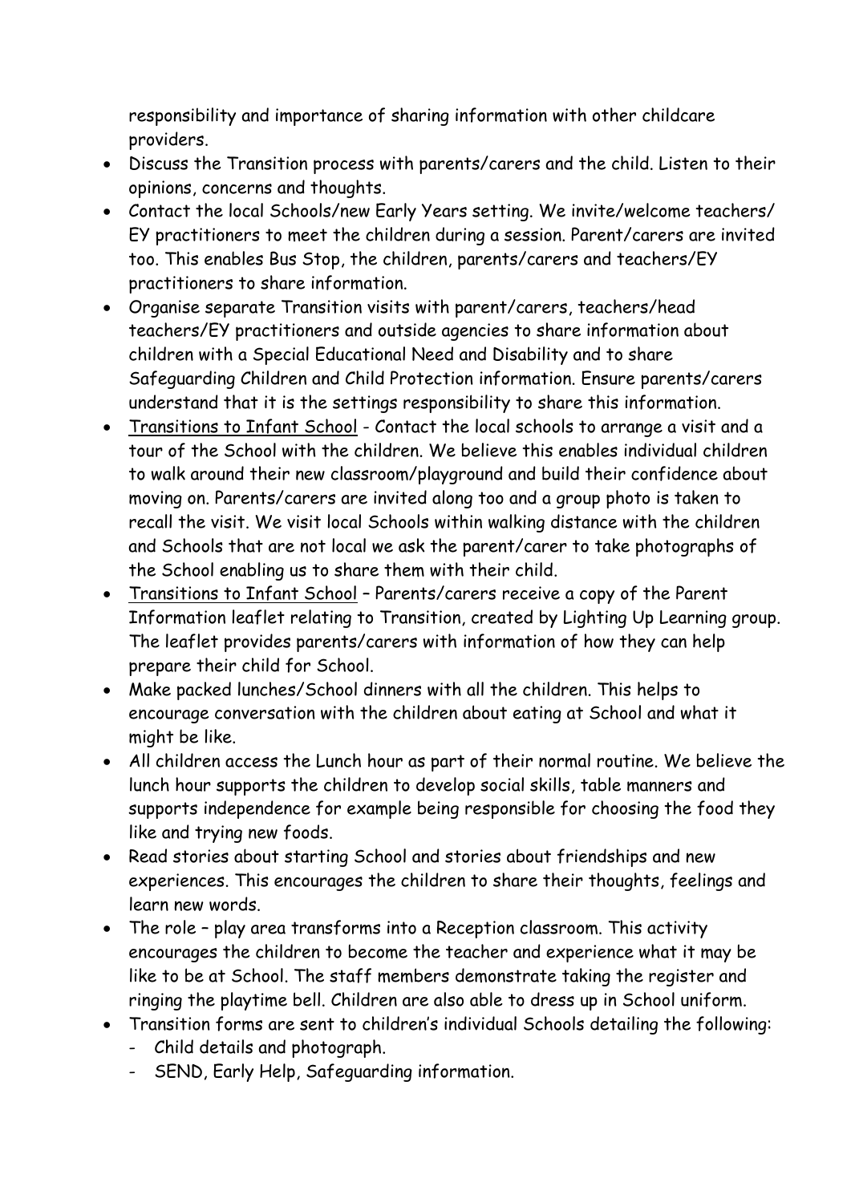responsibility and importance of sharing information with other childcare providers.

- Discuss the Transition process with parents/carers and the child. Listen to their opinions, concerns and thoughts.
- Contact the local Schools/new Early Years setting. We invite/welcome teachers/ EY practitioners to meet the children during a session. Parent/carers are invited too. This enables Bus Stop, the children, parents/carers and teachers/EY practitioners to share information.
- Organise separate Transition visits with parent/carers, teachers/head teachers/EY practitioners and outside agencies to share information about children with a Special Educational Need and Disability and to share Safeguarding Children and Child Protection information. Ensure parents/carers understand that it is the settings responsibility to share this information.
- <u>Transitions to Infant School</u> - Contact the local schools to arrange a visit and a tour of the School with the children. We believe this enables individual children to walk around their new classroom/playground and build their confidence about moving on. Parents/carers are invited along too and a group photo is taken to recall the visit. We visit local Schools within walking distance with the children and Schools that are not local we ask the parent/carer to take photographs of the School enabling us to share them with their child.
- <u>Transitions to Infant School</u> – Parents/carers receive a copy of the Parent Information leaflet relating to Transition, created by Lighting Up Learning group. The leaflet provides parents/carers with information of how they can help prepare their child for School.
- Make packed lunches/School dinners with all the children. This helps to encourage conversation with the children about eating at School and what it might be like.
- All children access the Lunch hour as part of their normal routine. We believe the lunch hour supports the children to develop social skills, table manners and supports independence for example being responsible for choosing the food they like and trying new foods.
- Read stories about starting School and stories about friendships and new experiences. This encourages the children to share their thoughts, feelings and learn new words.
- The role – play area transforms into a Reception classroom. This activity encourages the children to become the teacher and experience what it may be like to be at School. The staff members demonstrate taking the register and ringing the playtime bell. Children are also able to dress up in School uniform.
- Transition forms are sent to children's individual Schools detailing the following:
  - Child details and photograph.
  - SEND, Early Help, Safeguarding information.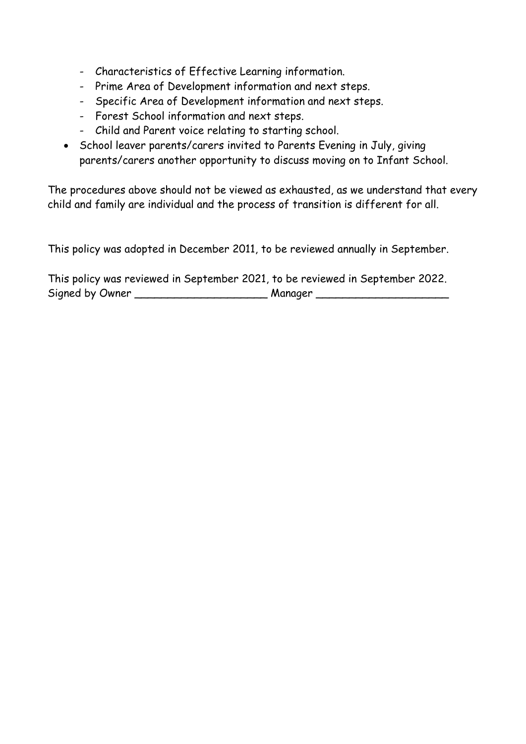- Characteristics of Effective Learning information.
    - Prime Area of Development information and next steps.
    - Specific Area of Development information and next steps.
    - Forest School information and next steps.
    - Child and Parent voice relating to starting school.
- School leaver parents/carers invited to Parents Evening in July, giving parents/carers another opportunity to discuss moving on to Infant School.

The procedures above should not be viewed as exhausted, as we understand that every child and family are individual and the process of transition is different for all.

This policy was adopted in December 2011, to be reviewed annually in September.

This policy was reviewed in September 2021, to be reviewed in September 2022.
Signed by Owner ____________________ Manager ____________________